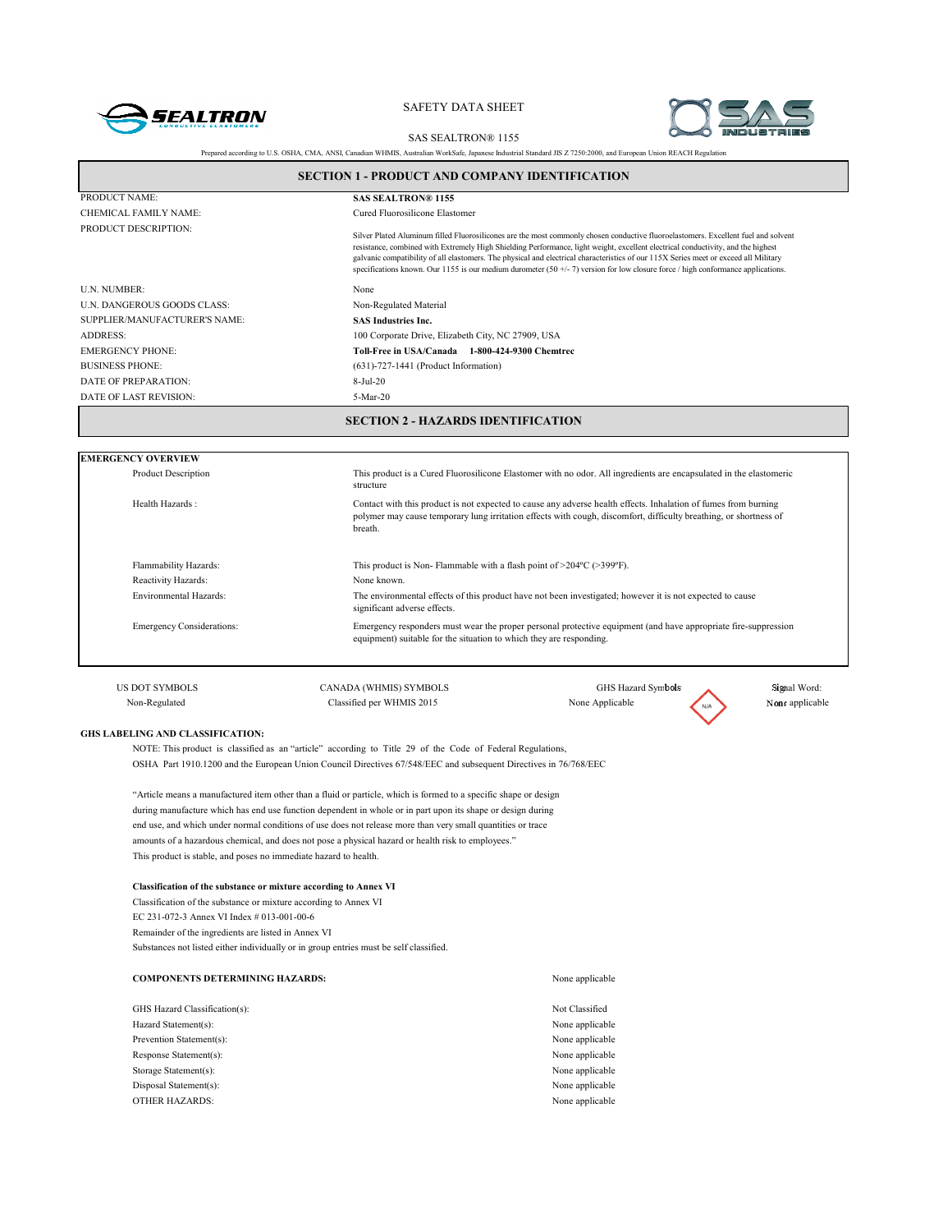SAFETY DATA SHEET

SAS SEALTRON® 1155

Prepared according to U.S. OSHA, CMA, ANSI, Canadian WHMIS, Australian WorkSafe, Japanese Industrial Standard JIS Z 7250:2000, and European Union REACH Regulation

## SECTION 1 - PRODUCT AND COMPANY IDENTIFICATION

| | |
|---|---|
| PRODUCT NAME: | **SAS SEALTRON® 1155** |
| CHEMICAL FAMILY NAME: | Cured Fluorosilicone Elastomer |
| PRODUCT DESCRIPTION: | Silver Plated Aluminum filled Fluorosilicones are the most commonly chosen conductive fluoroelastomers. Excellent fuel and solvent resistance, combined with Extremely High Shielding Performance, light weight, excellent electrical conductivity, and the highest galvanic compatibility of all elastomers. The physical and electrical characteristics of our 115X Series meet or exceed all Military specifications known. Our 1155 is our medium durometer (50 +/- 7) version for low closure force / high conformance applications. |
| U.N. NUMBER: | None |
| U.N. DANGEROUS GOODS CLASS: | Non-Regulated Material |
| SUPPLIER/MANUFACTURER'S NAME: | **SAS Industries Inc.** |
| ADDRESS: | 100 Corporate Drive, Elizabeth City, NC 27909, USA |
| EMERGENCY PHONE: | **Toll-Free in USA/Canada 1-800-424-9300 Chemtrec** |
| BUSINESS PHONE: | (631)-727-1441 (Product Information) |
| DATE OF PREPARATION: | 8-Jul-20 |
| DATE OF LAST REVISION: | 5-Mar-20 |

## SECTION 2 - HAZARDS IDENTIFICATION

**EMERGENCY OVERVIEW**

| | |
|---|---|
| Product Description | This product is a Cured Fluorosilicone Elastomer with no odor. All ingredients are encapsulated in the elastomeric structure |
| Health Hazards : | Contact with this product is not expected to cause any adverse health effects. Inhalation of fumes from burning polymer may cause temporary lung irritation effects with cough, discomfort, difficulty breathing, or shortness of breath. |
| Flammability Hazards: | This product is Non- Flammable with a flash point of >204ºC (>399ºF). |
| Reactivity Hazards: | None known. |
| Environmental Hazards: | The environmental effects of this product have not been investigated; however it is not expected to cause significant adverse effects. |
| Emergency Considerations: | Emergency responders must wear the proper personal protective equipment (and have appropriate fire-suppression equipment) suitable for the situation to which they are responding. |

| US DOT SYMBOLS | CANADA (WHMIS) SYMBOLS | GHS Hazard Symbols | Signal Word: |
|---|---|---|---|
| Non-Regulated | Classified per WHMIS 2015 | None Applicable (N/A) | None applicable |

**GHS LABELING AND CLASSIFICATION:**

NOTE: This product is classified as an "article" according to Title 29 of the Code of Federal Regulations, OSHA Part 1910.1200 and the European Union Council Directives 67/548/EEC and subsequent Directives in 76/768/EEC

"Article means a manufactured item other than a fluid or particle, which is formed to a specific shape or design during manufacture which has end use function dependent in whole or in part upon its shape or design during end use, and which under normal conditions of use does not release more than very small quantities or trace amounts of a hazardous chemical, and does not pose a physical hazard or health risk to employees."

This product is stable, and poses no immediate hazard to health.

**Classification of the substance or mixture according to Annex VI**

Classification of the substance or mixture according to Annex VI

EC 231-072-3 Annex VI Index # 013-001-00-6

Remainder of the ingredients are listed in Annex VI

Substances not listed either individually or in group entries must be self classified.

| | |
|---|---|
| **COMPONENTS DETERMINING HAZARDS:** | None applicable |
| GHS Hazard Classification(s): | Not Classified |
| Hazard Statement(s): | None applicable |
| Prevention Statement(s): | None applicable |
| Response Statement(s): | None applicable |
| Storage Statement(s): | None applicable |
| Disposal Statement(s): | None applicable |
| OTHER HAZARDS: | None applicable |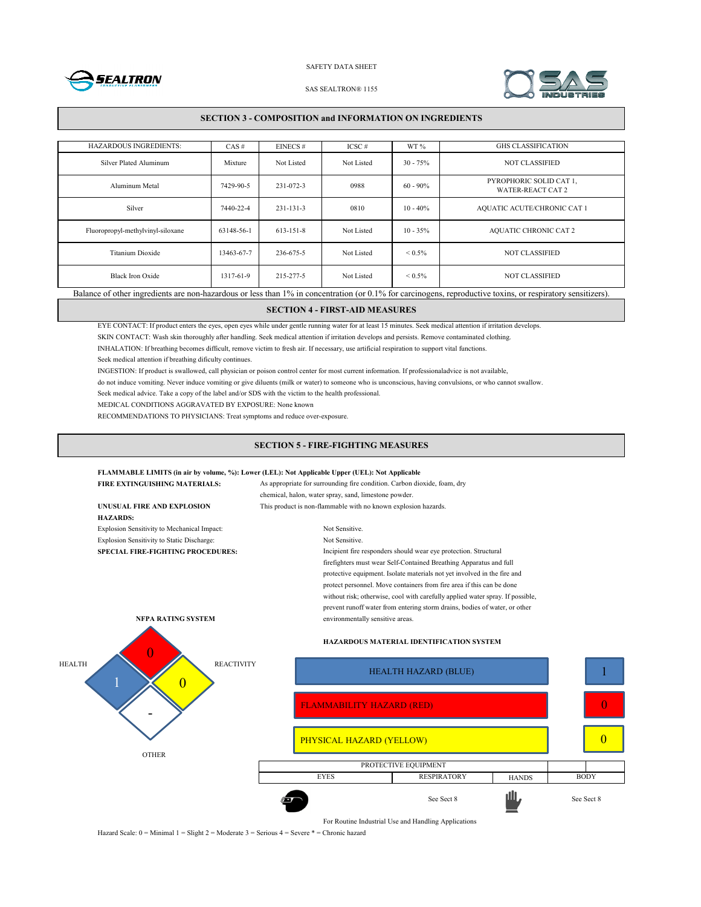SAFETY DATA SHEET

SAS SEALTRON® 1155

## SECTION 3 - COMPOSITION and INFORMATION ON INGREDIENTS

| HAZARDOUS INGREDIENTS: | CAS # | EINECS # | ICSC # | WT % | GHS CLASSIFICATION |
|---|---|---|---|---|---|
| Silver Plated Aluminum | Mixture | Not Listed | Not Listed | 30 - 75% | NOT CLASSIFIED |
| Aluminum Metal | 7429-90-5 | 231-072-3 | 0988 | 60 - 90% | PYROPHORIC SOLID CAT 1, WATER-REACT CAT 2 |
| Silver | 7440-22-4 | 231-131-3 | 0810 | 10 - 40% | AQUATIC ACUTE/CHRONIC CAT 1 |
| Fluoropropyl-methylvinyl-siloxane | 63148-56-1 | 613-151-8 | Not Listed | 10 - 35% | AQUATIC CHRONIC CAT 2 |
| Titanium Dioxide | 13463-67-7 | 236-675-5 | Not Listed | < 0.5% | NOT CLASSIFIED |
| Black Iron Oxide | 1317-61-9 | 215-277-5 | Not Listed | < 0.5% | NOT CLASSIFIED |

Balance of other ingredients are non-hazardous or less than 1% in concentration (or 0.1% for carcinogens, reproductive toxins, or respiratory sensitizers).

## SECTION 4 - FIRST-AID MEASURES

EYE CONTACT: If product enters the eyes, open eyes while under gentle running water for at least 15 minutes. Seek medical attention if irritation develops.

SKIN CONTACT: Wash skin thoroughly after handling. Seek medical attention if irritation develops and persists. Remove contaminated clothing.

INHALATION: If breathing becomes difficult, remove victim to fresh air. If necessary, use artificial respiration to support vital functions. Seek medical attention if breathing dificulty continues.

INGESTION: If product is swallowed, call physician or poison control center for most current information. If professionaladvice is not available, do not induce vomiting. Never induce vomiting or give diluents (milk or water) to someone who is unconscious, having convulsions, or who cannot swallow. Seek medical advice. Take a copy of the label and/or SDS with the victim to the health professional.

MEDICAL CONDITIONS AGGRAVATED BY EXPOSURE: None known

RECOMMENDATIONS TO PHYSICIANS: Treat symptoms and reduce over-exposure.

## SECTION 5 - FIRE-FIGHTING MEASURES

**FLAMMABLE LIMITS (in air by volume, %): Lower (LEL): Not Applicable Upper (UEL): Not Applicable**

**FIRE EXTINGUISHING MATERIALS:** As appropriate for surrounding fire condition. Carbon dioxide, foam, dry chemical, halon, water spray, sand, limestone powder.

**UNUSUAL FIRE AND EXPLOSION HAZARDS:** This product is non-flammable with no known explosion hazards.

Explosion Sensitivity to Mechanical Impact: Not Sensitive.

Explosion Sensitivity to Static Discharge: Not Sensitive.

**SPECIAL FIRE-FIGHTING PROCEDURES:** Incipient fire responders should wear eye protection. Structural firefighters must wear Self-Contained Breathing Apparatus and full protective equipment. Isolate materials not yet involved in the fire and protect personnel. Move containers from fire area if this can be done without risk; otherwise, cool with carefully applied water spray. If possible, prevent runoff water from entering storm drains, bodies of water, or other environmentally sensitive areas.

**NFPA RATING SYSTEM**

| HEALTH | FLAMMABILITY | REACTIVITY | OTHER |
|---|---|---|---|
| 1 | 0 | 0 | - |

**HAZARDOUS MATERIAL IDENTIFICATION SYSTEM**

| | |
|---|---|
| HEALTH HAZARD (BLUE) | 1 |
| FLAMMABILITY HAZARD (RED) | 0 |
| PHYSICAL HAZARD (YELLOW) | 0 |

| PROTECTIVE EQUIPMENT | | | |
|---|---|---|---|
| EYES | RESPIRATORY | HANDS | BODY |
| | See Sect 8 | | See Sect 8 |

For Routine Industrial Use and Handling Applications

Hazard Scale: 0 = Minimal 1 = Slight 2 = Moderate 3 = Serious 4 = Severe * = Chronic hazard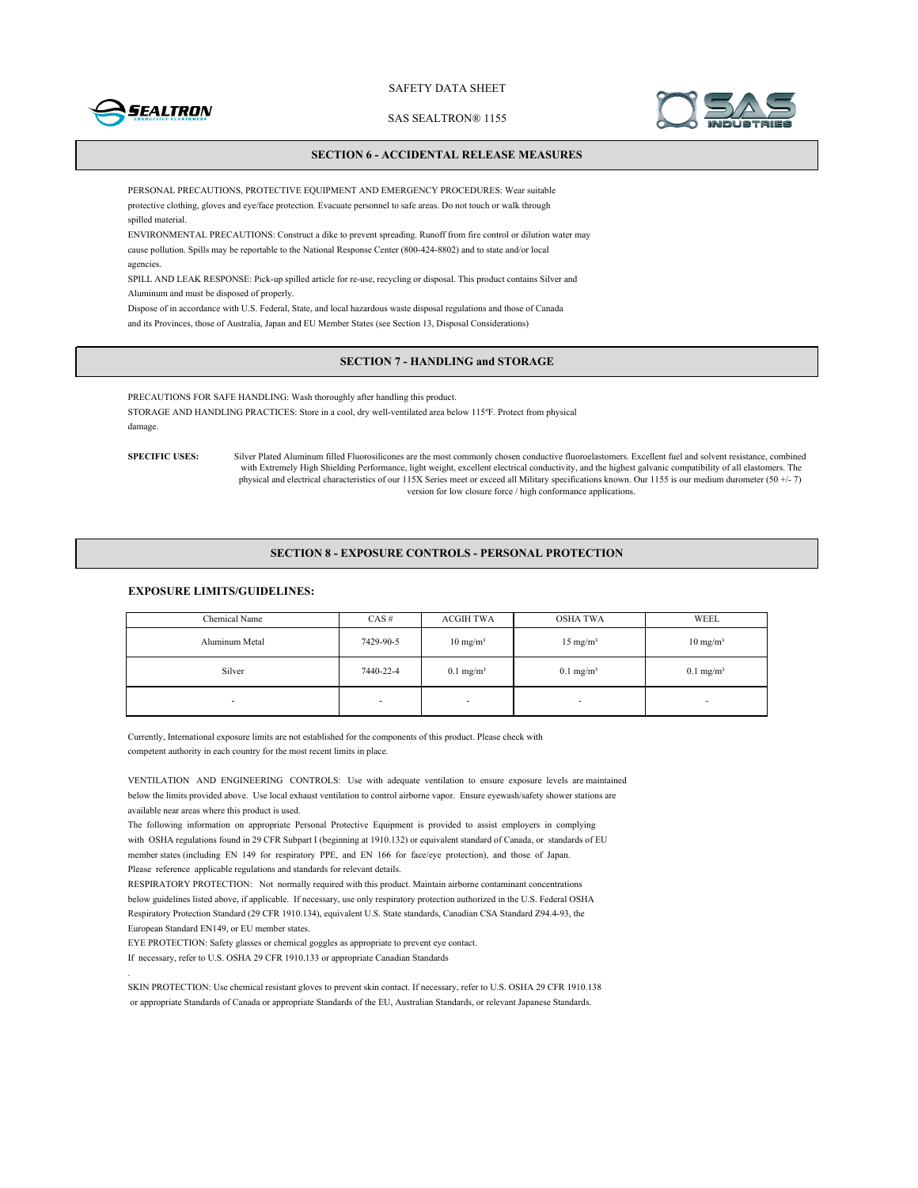## SECTION 6 - ACCIDENTAL RELEASE MEASURES

PERSONAL PRECAUTIONS, PROTECTIVE EQUIPMENT AND EMERGENCY PROCEDURES: Wear suitable protective clothing, gloves and eye/face protection. Evacuate personnel to safe areas. Do not touch or walk through spilled material.

ENVIRONMENTAL PRECAUTIONS: Construct a dike to prevent spreading. Runoff from fire control or dilution water may cause pollution. Spills may be reportable to the National Response Center (800-424-8802) and to state and/or local agencies.

SPILL AND LEAK RESPONSE: Pick-up spilled article for re-use, recycling or disposal. This product contains Silver and Aluminum and must be disposed of properly.

Dispose of in accordance with U.S. Federal, State, and local hazardous waste disposal regulations and those of Canada and its Provinces, those of Australia, Japan and EU Member States (see Section 13, Disposal Considerations)

## SECTION 7 - HANDLING and STORAGE

PRECAUTIONS FOR SAFE HANDLING: Wash thoroughly after handling this product.

STORAGE AND HANDLING PRACTICES: Store in a cool, dry well-ventilated area below 115ºF. Protect from physical damage.

**SPECIFIC USES:** Silver Plated Aluminum filled Fluorosilicones are the most commonly chosen conductive fluoroelastomers. Excellent fuel and solvent resistance, combined with Extremely High Shielding Performance, light weight, excellent electrical conductivity, and the highest galvanic compatibility of all elastomers. The physical and electrical characteristics of our 115X Series meet or exceed all Military specifications known. Our 1155 is our medium durometer (50 +/- 7) version for low closure force / high conformance applications.

## SECTION 8 - EXPOSURE CONTROLS - PERSONAL PROTECTION

**EXPOSURE LIMITS/GUIDELINES:**

| Chemical Name | CAS # | ACGIH TWA | OSHA TWA | WEEL |
|---|---|---|---|---|
| Aluminum Metal | 7429-90-5 | 10 mg/m³ | 15 mg/m³ | 10 mg/m³ |
| Silver | 7440-22-4 | 0.1 mg/m³ | 0.1 mg/m³ | 0.1 mg/m³ |
| - | - | - | - | - |

Currently, International exposure limits are not established for the components of this product. Please check with competent authority in each country for the most recent limits in place.

VENTILATION AND ENGINEERING CONTROLS: Use with adequate ventilation to ensure exposure levels are maintained below the limits provided above. Use local exhaust ventilation to control airborne vapor. Ensure eyewash/safety shower stations are available near areas where this product is used.

The following information on appropriate Personal Protective Equipment is provided to assist employers in complying with OSHA regulations found in 29 CFR Subpart I (beginning at 1910.132) or equivalent standard of Canada, or standards of EU member states (including EN 149 for respiratory PPE, and EN 166 for face/eye protection), and those of Japan. Please reference applicable regulations and standards for relevant details.

RESPIRATORY PROTECTION: Not normally required with this product. Maintain airborne contaminant concentrations below guidelines listed above, if applicable. If necessary, use only respiratory protection authorized in the U.S. Federal OSHA Respiratory Protection Standard (29 CFR 1910.134), equivalent U.S. State standards, Canadian CSA Standard Z94.4-93, the European Standard EN149, or EU member states.

EYE PROTECTION: Safety glasses or chemical goggles as appropriate to prevent eye contact. If necessary, refer to U.S. OSHA 29 CFR 1910.133 or appropriate Canadian Standards

SKIN PROTECTION: Use chemical resistant gloves to prevent skin contact. If necessary, refer to U.S. OSHA 29 CFR 1910.138 or appropriate Standards of Canada or appropriate Standards of the EU, Australian Standards, or relevant Japanese Standards.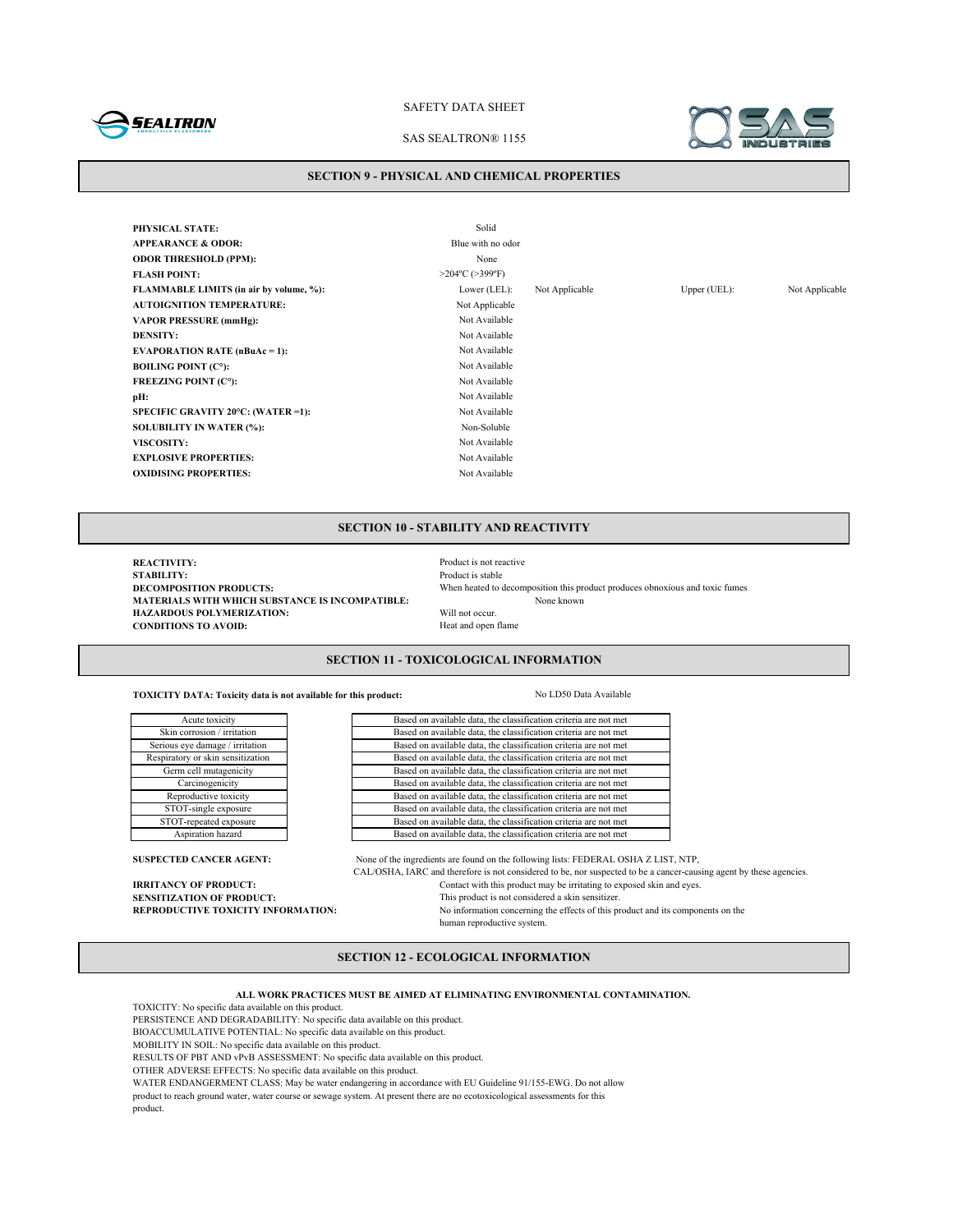## SECTION 9 - PHYSICAL AND CHEMICAL PROPERTIES

| | | | | |
|---|---|---|---|---|
| **PHYSICAL STATE:** | Solid | | | |
| **APPEARANCE & ODOR:** | Blue with no odor | | | |
| **ODOR THRESHOLD (PPM):** | None | | | |
| **FLASH POINT:** | >204ºC (>399ºF) | | | |
| **FLAMMABLE LIMITS (in air by volume, %):** | Lower (LEL): | Not Applicable | Upper (UEL): | Not Applicable |
| **AUTOIGNITION TEMPERATURE:** | Not Applicable | | | |
| **VAPOR PRESSURE (mmHg):** | Not Available | | | |
| **DENSITY:** | Not Available | | | |
| **EVAPORATION RATE (nBuAc = 1):** | Not Available | | | |
| **BOILING POINT (C°):** | Not Available | | | |
| **FREEZING POINT (C°):** | Not Available | | | |
| **pH:** | Not Available | | | |
| **SPECIFIC GRAVITY 20°C: (WATER =1):** | Not Available | | | |
| **SOLUBILITY IN WATER (%):** | Non-Soluble | | | |
| **VISCOSITY:** | Not Available | | | |
| **EXPLOSIVE PROPERTIES:** | Not Available | | | |
| **OXIDISING PROPERTIES:** | Not Available | | | |

## SECTION 10 - STABILITY AND REACTIVITY

**REACTIVITY:** Product is not reactive

**STABILITY:** Product is stable

**DECOMPOSITION PRODUCTS:** When heated to decomposition this product produces obnoxious and toxic fumes

**MATERIALS WITH WHICH SUBSTANCE IS INCOMPATIBLE:** None known

**HAZARDOUS POLYMERIZATION:** Will not occur.

**CONDITIONS TO AVOID:** Heat and open flame

## SECTION 11 - TOXICOLOGICAL INFORMATION

**TOXICITY DATA: Toxicity data is not available for this product:** No LD50 Data Available

| | |
|---|---|
| Acute toxicity | Based on available data, the classification criteria are not met |
| Skin corrosion / irritation | Based on available data, the classification criteria are not met |
| Serious eye damage / irritation | Based on available data, the classification criteria are not met |
| Respiratory or skin sensitization | Based on available data, the classification criteria are not met |
| Germ cell mutagenicity | Based on available data, the classification criteria are not met |
| Carcinogenicity | Based on available data, the classification criteria are not met |
| Reproductive toxicity | Based on available data, the classification criteria are not met |
| STOT-single exposure | Based on available data, the classification criteria are not met |
| STOT-repeated exposure | Based on available data, the classification criteria are not met |
| Aspiration hazard | Based on available data, the classification criteria are not met |

**SUSPECTED CANCER AGENT:** None of the ingredients are found on the following lists: FEDERAL OSHA Z LIST, NTP, CAL/OSHA, IARC and therefore is not considered to be, nor suspected to be a cancer-causing agent by these agencies.

**IRRITANCY OF PRODUCT:** Contact with this product may be irritating to exposed skin and eyes.

**SENSITIZATION OF PRODUCT:** This product is not considered a skin sensitizer.

**REPRODUCTIVE TOXICITY INFORMATION:** No information concerning the effects of this product and its components on the human reproductive system.

## SECTION 12 - ECOLOGICAL INFORMATION

**ALL WORK PRACTICES MUST BE AIMED AT ELIMINATING ENVIRONMENTAL CONTAMINATION.**

TOXICITY: No specific data available on this product.

PERSISTENCE AND DEGRADABILITY: No specific data available on this product.

BIOACCUMULATIVE POTENTIAL: No specific data available on this product.

MOBILITY IN SOIL: No specific data available on this product.

RESULTS OF PBT AND vPvB ASSESSMENT: No specific data available on this product.

OTHER ADVERSE EFFECTS: No specific data available on this product.

WATER ENDANGERMENT CLASS: May be water endangering in accordance with EU Guideline 91/155-EWG. Do not allow product to reach ground water, water course or sewage system. At present there are no ecotoxicological assessments for this product.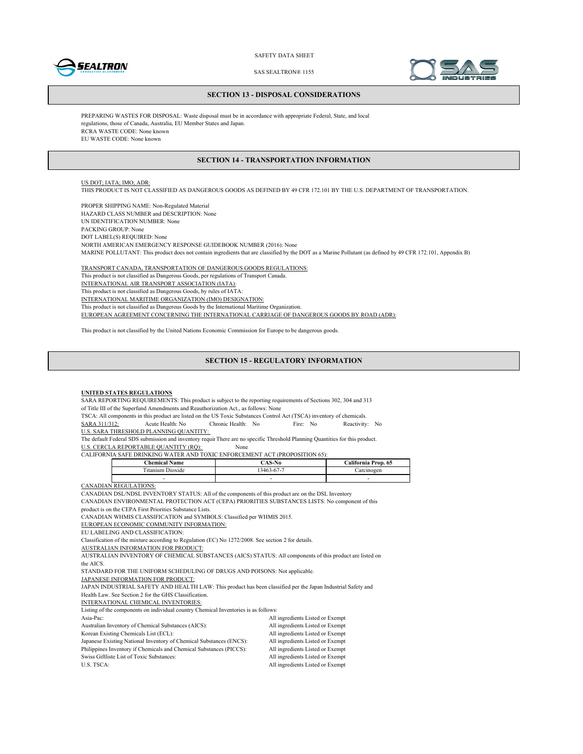## SECTION 13 - DISPOSAL CONSIDERATIONS

PREPARING WASTES FOR DISPOSAL: Waste disposal must be in accordance with appropriate Federal, State, and local regulations, those of Canada, Australia, EU Member States and Japan.
RCRA WASTE CODE: None known
EU WASTE CODE: None known

## SECTION 14 - TRANSPORTATION INFORMATION

US DOT; IATA; IMO; ADR:
THIS PRODUCT IS NOT CLASSIFIED AS DANGEROUS GOODS AS DEFINED BY 49 CFR 172.101 BY THE U.S. DEPARTMENT OF TRANSPORTATION.

PROPER SHIPPING NAME: Non-Regulated Material
HAZARD CLASS NUMBER and DESCRIPTION: None
UN IDENTIFICATION NUMBER: None
PACKING GROUP: None
DOT LABEL(S) REQUIRED: None
NORTH AMERICAN EMERGENCY RESPONSE GUIDEBOOK NUMBER (2016): None
MARINE POLLUTANT: This product does not contain ingredients that are classified by the DOT as a Marine Pollutant (as defined by 49 CFR 172.101, Appendix B)

TRANSPORT CANADA, TRANSPORTATION OF DANGEROUS GOODS REGULATIONS:
This product is not classified as Dangerous Goods, per regulations of Transport Canada.
INTERNATIONAL AIR TRANSPORT ASSOCIATION (IATA):
This product is not classified as Dangerous Goods, by rules of IATA:
INTERNATIONAL MARITIME ORGANIZATION (IMO) DESIGNATION:
This product is not classified as Dangerous Goods by the International Maritime Organization.
EUROPEAN AGREEMENT CONCERNING THE INTERNATIONAL CARRIAGE OF DANGEROUS GOODS BY ROAD (ADR):

This product is not classified by the United Nations Economic Commission for Europe to be dangerous goods.

## SECTION 15 - REGULATORY INFORMATION

**UNITED STATES REGULATIONS**
SARA REPORTING REQUIREMENTS: This product is subject to the reporting requirements of Sections 302, 304 and 313 of Title III of the Superfund Amendments and Reauthorization Act., as follows: None
TSCA: All components in this product are listed on the US Toxic Substances Control Act (TSCA) inventory of chemicals.
SARA 311/312: Acute Health: No Chronic Health: No Fire: No Reactivity: No
U.S. SARA THRESHOLD PLANNING QUANTITY:
The default Federal SDS submission and inventory requir There are no specific Threshold Planning Quantities for this product.
U.S. CERCLA REPORTABLE QUANTITY (RQ): None
CALIFORNIA SAFE DRINKING WATER AND TOXIC ENFORCEMENT ACT (PROPOSITION 65):

| Chemical Name | CAS-No | California Prop. 65 |
|---|---|---|
| Titanium Dioxide | 13463-67-7 | Carcinogen |
| - | - | - |

CANADIAN REGULATIONS:
CANADIAN DSL/NDSL INVENTORY STATUS: All of the components of this product are on the DSL Inventory
CANADIAN ENVIRONMENTAL PROTECTION ACT (CEPA) PRIORITIES SUBSTANCES LISTS: No component of this product is on the CEPA First Priorities Substance Lists.
CANADIAN WHMIS CLASSIFICATION and SYMBOLS: Classified per WHMIS 2015.
EUROPEAN ECONOMIC COMMUNITY INFORMATION:
EU LABELING AND CLASSIFICATION:
Classification of the mixture according to Regulation (EC) No 1272/2008. See section 2 for details.
AUSTRALIAN INFORMATION FOR PRODUCT:
AUSTRALIAN INVENTORY OF CHEMICAL SUBSTANCES (AICS) STATUS: All components of this product are listed on the AICS.
STANDARD FOR THE UNIFORM SCHEDULING OF DRUGS AND POISONS: Not applicable.
JAPANESE INFORMATION FOR PRODUCT:
JAPAN INDUSTRIAL SAFETY AND HEALTH LAW: This product has been classified per the Japan Industrial Safety and Health Law. See Section 2 for the GHS Classification.
INTERNATIONAL CHEMICAL INVENTORIES:
Listing of the components on individual country Chemical Inventories is as follows:

| | |
|---|---|
| Asia-Pac: | All ingredients Listed or Exempt |
| Australian Inventory of Chemical Substances (AICS): | All ingredients Listed or Exempt |
| Korean Existing Chemicals List (ECL): | All ingredients Listed or Exempt |
| Japanese Existing National Inventory of Chemical Substances (ENCS): | All ingredients Listed or Exempt |
| Philippines Inventory if Chemicals and Chemical Substances (PICCS): | All ingredients Listed or Exempt |
| Swiss Giftliste List of Toxic Substances: | All ingredients Listed or Exempt |
| U.S. TSCA: | All ingredients Listed or Exempt |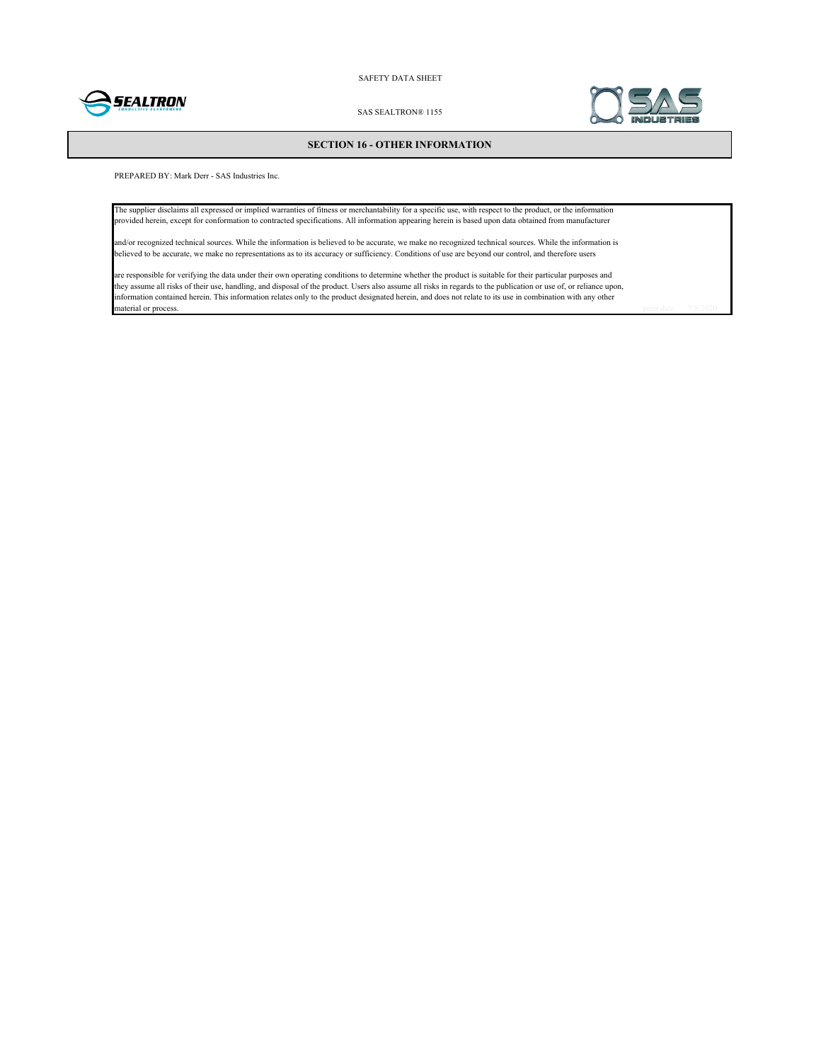## SECTION 16 - OTHER INFORMATION

PREPARED BY: Mark Derr - SAS Industries Inc.

The supplier disclaims all expressed or implied warranties of fitness or merchantability for a specific use, with respect to the product, or the information provided herein, except for conformation to contracted specifications. All information appearing herein is based upon data obtained from manufacturer

and/or recognized technical sources. While the information is believed to be accurate, we make no recognized technical sources. While the information is believed to be accurate, we make no representations as to its accuracy or sufficiency. Conditions of use are beyond our control, and therefore users

are responsible for verifying the data under their own operating conditions to determine whether the product is suitable for their particular purposes and they assume all risks of their use, handling, and disposal of the product. Users also assume all risks in regards to the publication or use of, or reliance upon, information contained herein. This information relates only to the product designated herein, and does not relate to its use in combination with any other material or process.